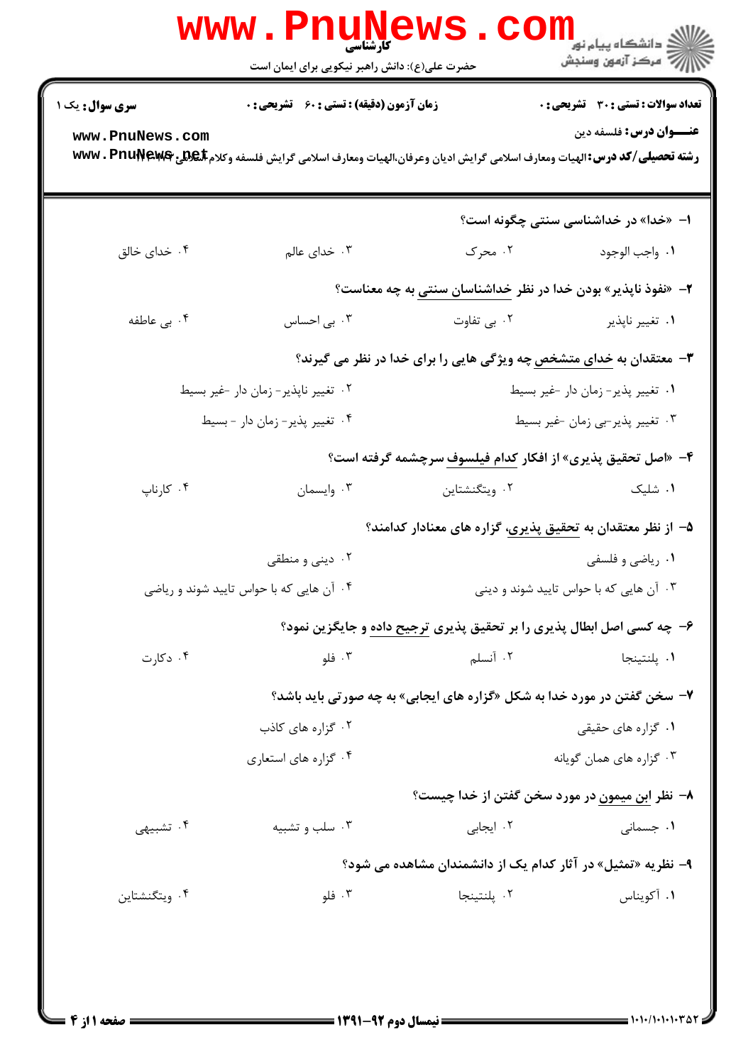کارشناسی

حضرت علی(ع): دانش راهبر نیکویی برای ایمان است

**سری سوال:** یک ۱

**زمان آزمون (دقیقه) : تستی : ۶۰ تشریحی : ۰**

**تعداد سوالات : تستی : ۳۰ تشریحی : ۰**

**عنـــوان درس:** فلسفه دین

**رشته تحصیلی/کد درس:** الهیات ومعارف اسلامی گرایش ادیان وعرفان،الهیات ومعارف اسلامی گرایش فلسفه وکلام اسلامی ۱۲۲۰۳۰

۱- «خدا» در خداشناسی سنتی چگونه است؟

۱. واجب الوجود
۲. محرک
۳. خدای عالم
۴. خدای خالق

۲- «نفوذ ناپذیر» بودن خدا در نظر خداشناسان سنتی به چه معناست؟

۱. تغییر ناپذیر
۲. بی تفاوت
۳. بی احساس
۴. بی عاطفه

۳- معتقدان به خدای متشخص چه ویژگی هایی را برای خدا در نظر می گیرند؟

۱. تغییر پذیر- زمان دار -غیر بسیط
۲. تغییر ناپذیر- زمان دار -غیر بسیط
۳. تغییر پذیر-بی زمان -غیر بسیط
۴. تغییر پذیر- زمان دار - بسیط

۴- «اصل تحقیق پذیری» از افکار کدام فیلسوف سرچشمه گرفته است؟

۱. شلیک
۲. ویتگنشتاین
۳. وایسمان
۴. کارناپ

۵- از نظر معتقدان به تحقیق پذیری، گزاره های معنادار کدامند؟

۱. ریاضی و فلسفی
۲. دینی و منطقی
۳. آن هایی که با حواس تایید شوند و دینی
۴. آن هایی که با حواس تایید شوند و ریاضی

۶- چه کسی اصل ابطال پذیری را بر تحقیق پذیری ترجیح داده و جایگزین نمود؟

۱. پلنتینجا
۲. آنسلم
۳. فلو
۴. دکارت

۷- سخن گفتن در مورد خدا به شکل «گزاره های ایجابی» به چه صورتی باید باشد؟

۱. گزاره های حقیقی
۲. گزاره های کاذب
۳. گزاره های همان گویانه
۴. گزاره های استعاری

۸- نظر ابن میمون در مورد سخن گفتن از خدا چیست؟

۱. جسمانی
۲. ایجابی
۳. سلب و تشبیه
۴. تشبیهی

۹- نظریه «تمثیل» در آثار کدام یک از دانشمندان مشاهده می شود؟

۱. آکویناس
۲. پلنتینجا
۳. فلو
۴. ویتگنشتاین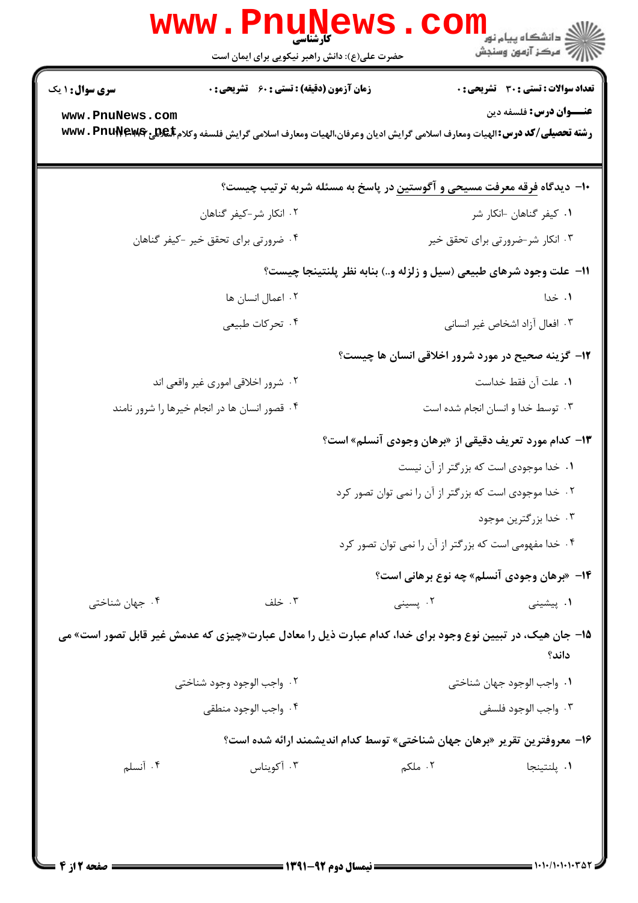**سری سوال:** ۱ یک | **زمان آزمون (دقیقه):** تستی: ۶۰ تشریحی: ۰ | **تعداد سوالات:** تستی: ۳۰ تشریحی: ۰

**عنوان درس:** فلسفه دین

**رشته تحصیلی/کد درس:** الهیات ومعارف اسلامی گرایش ادیان وعرفان،الهیات ومعارف اسلامی گرایش فلسفه وکلام اسلامی

۱۰- دیدگاه فرقه معرفت مسیحی و آگوستین در پاسخ به مسئله شربه ترتیب چیست؟

۱. کیفر گناهان -انکار شر

۲. انکار شر-کیفر گناهان

۳. انکار شر-ضرورتی برای تحقق خیر

۴. ضرورتی برای تحقق خیر -کیفر گناهان

۱۱- علت وجود شرهای طبیعی (سیل و زلزله و..) بنابه نظر پلنتینجا چیست؟

۱. خدا

۲. اعمال انسان ها

۳. افعال آزاد اشخاص غیر انسانی

۴. تحرکات طبیعی

۱۲- گزینه صحیح در مورد شرور اخلاقی انسان ها چیست؟

۱. علت آن فقط خداست

۲. شرور اخلاقی اموری غیر واقعی اند

۳. توسط خدا و انسان انجام شده است

۴. قصور انسان ها در انجام خیرها را شرور نامند

۱۳- کدام مورد تعریف دقیقی از «برهان وجودی آنسلم» است؟

۱. خدا موجودی است که بزرگتر از آن نیست

۲. خدا موجودی است که بزرگتر از آن را نمی توان تصور کرد

۳. خدا بزرگترین موجود

۴. خدا مفهومی است که بزرگتر از آن را نمی توان تصور کرد

۱۴- «برهان وجودی آنسلم» چه نوع برهانی است؟

۱. پیشینی

۲. پسینی

۳. خلف

۴. جهان شناختی

۱۵- جان هیک، در تبیین نوع وجود برای خدا، کدام عبارت ذیل را معادل عبارت«چیزی که عدمش غیر قابل تصور است» می داند؟

۱. واجب الوجود جهان شناختی

۲. واجب الوجود وجود شناختی

۳. واجب الوجود فلسفی

۴. واجب الوجود منطقی

۱۶- معروفترین تقریر «برهان جهان شناختی» توسط کدام اندیشمند ارائه شده است؟

۱. پلنتینجا

۲. ملکم

۳. آکویناس

۴. آنسلم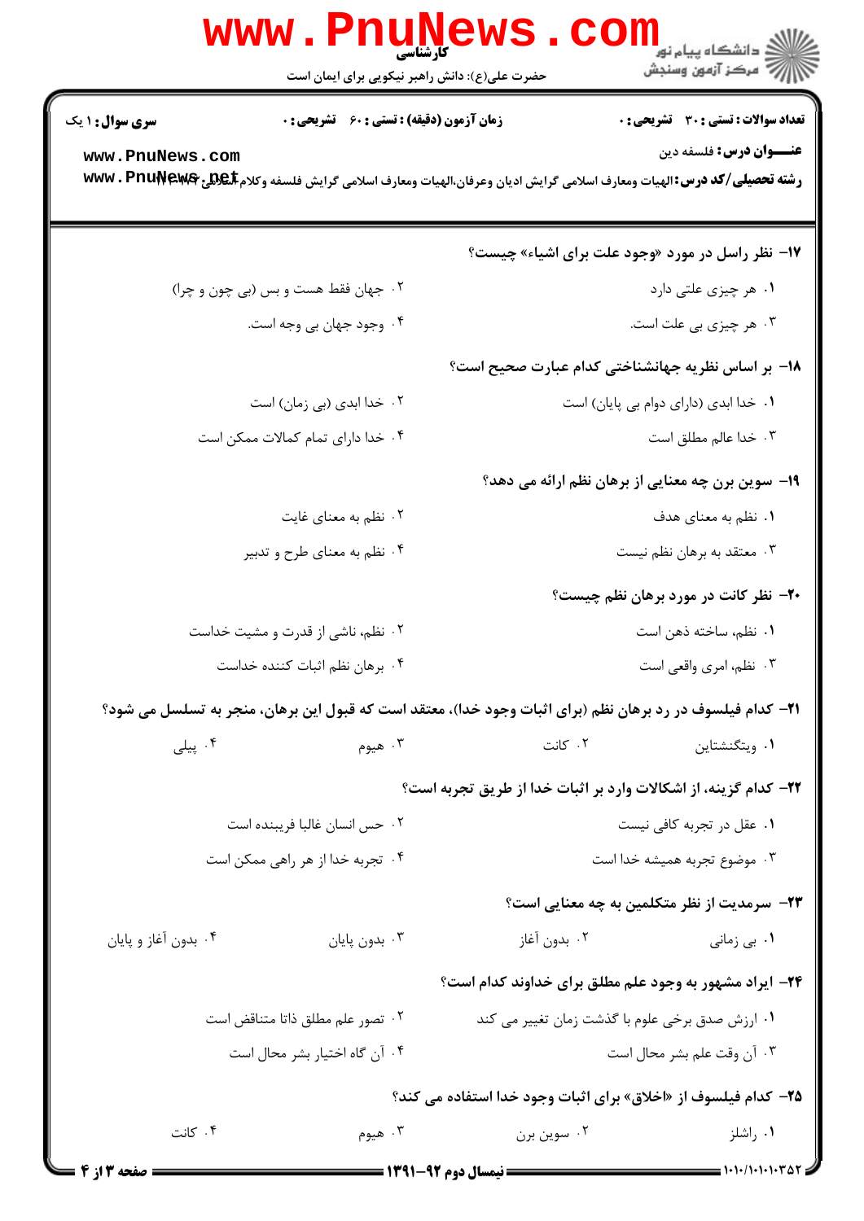۱۷- نظر راسل در مورد «وجود علت برای اشیاء» چیست؟

۱. هر چیزی علتی دارد

۲. جهان فقط هست و بس (بی چون و چرا)

۳. هر چیزی بی علت است.

۴. وجود جهان بی وجه است.

۱۸- بر اساس نظریه جهانشناختی کدام عبارت صحیح است؟

۱. خدا ابدی (دارای دوام بی پایان) است

۲. خدا ابدی (بی زمان) است

۳. خدا عالم مطلق است

۴. خدا دارای تمام کمالات ممکن است

۱۹- سوین برن چه معنایی از برهان نظم ارائه می دهد؟

۱. نظم به معنای هدف

۲. نظم به معنای غایت

۳. معتقد به برهان نظم نیست

۴. نظم به معنای طرح و تدبیر

۲۰- نظر کانت در مورد برهان نظم چیست؟

۱. نظم، ساخته ذهن است

۲. نظم، ناشی از قدرت و مشیت خداست

۳. نظم، امری واقعی است

۴. برهان نظم اثبات کننده خداست

۲۱- کدام فیلسوف در رد برهان نظم (برای اثبات وجود خدا)، معتقد است که قبول این برهان، منجر به تسلسل می شود؟

۱. ویتگنشتاین

۲. کانت

۳. هیوم

۴. پیلی

۲۲- کدام گزینه، از اشکالات وارد بر اثبات خدا از طریق تجربه است؟

۱. عقل در تجربه کافی نیست

۲. حس انسان غالبا فریبنده است

۳. موضوع تجربه همیشه خدا است

۴. تجربه خدا از هر راهی ممکن است

۲۳- سرمدیت از نظر متکلمین به چه معنایی است؟

۱. بی زمانی

۲. بدون آغاز

۳. بدون پایان

۴. بدون آغاز و پایان

۲۴- ایراد مشهور به وجود علم مطلق برای خداوند کدام است؟

۱. ارزش صدق برخی علوم با گذشت زمان تغییر می کند

۲. تصور علم مطلق ذاتا متناقض است

۳. آن وقت علم بشر محال است

۴. آن گاه اختیار بشر محال است

۲۵- کدام فیلسوف از «اخلاق» برای اثبات وجود خدا استفاده می کند؟

۱. راشلز

۲. سوین برن

۳. هیوم

۴. کانت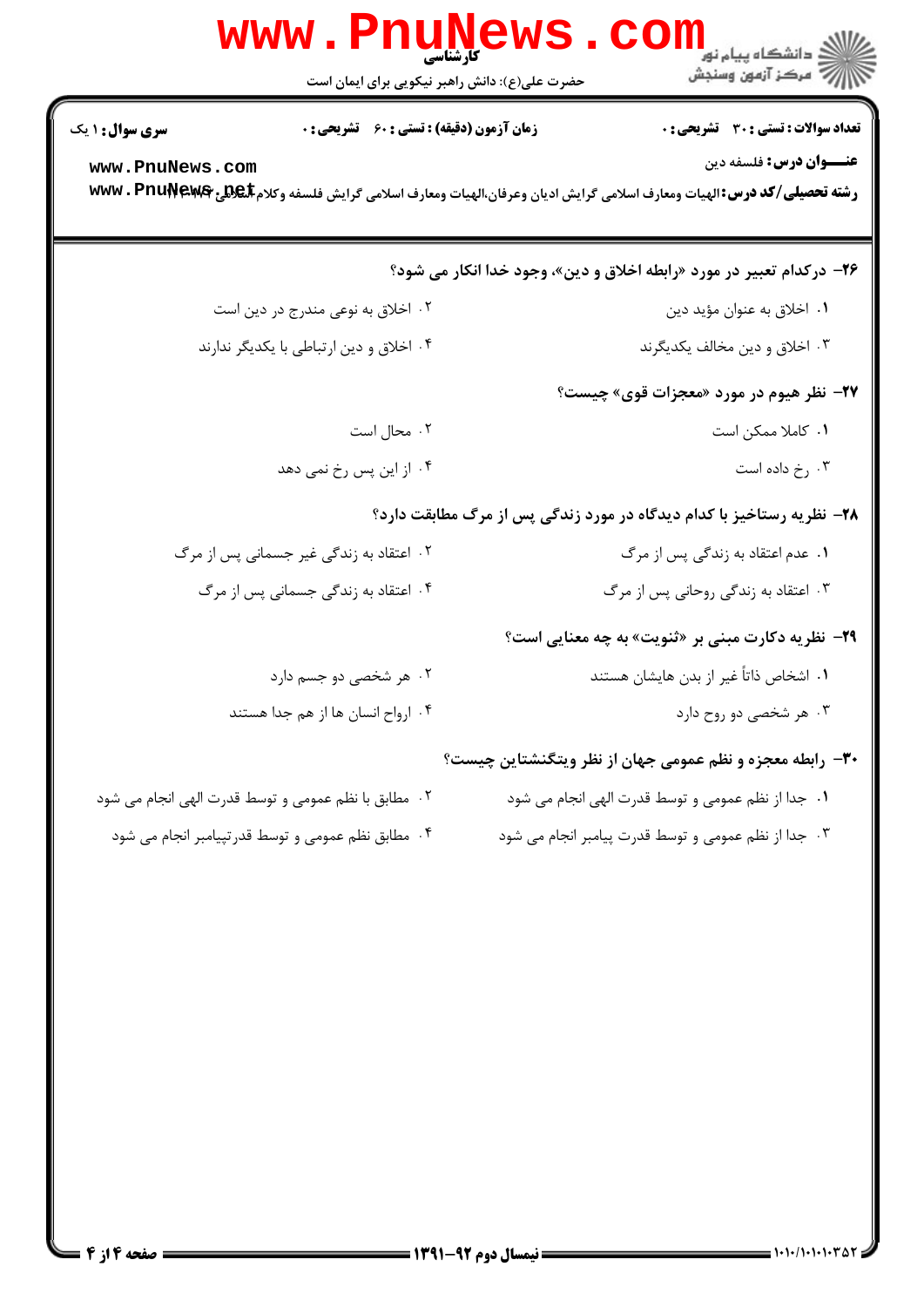**۲۶- درکدام تعبیر در مورد «رابطه اخلاق و دین»، وجود خدا انکار می شود؟**

۱. اخلاق به عنوان مؤید دین

۲. اخلاق به نوعی مندرج در دین است

۳. اخلاق و دین مخالف یکدیگرند

۴. اخلاق و دین ارتباطی با یکدیگر ندارند

**۲۷- نظر هیوم در مورد «معجزات قوی» چیست؟**

۱. کاملا ممکن است

۲. محال است

۳. رخ داده است

۴. از این پس رخ نمی دهد

**۲۸- نظریه رستاخیز با کدام دیدگاه در مورد زندگی پس از مرگ مطابقت دارد؟**

۱. عدم اعتقاد به زندگی پس از مرگ

۲. اعتقاد به زندگی غیر جسمانی پس از مرگ

۳. اعتقاد به زندگی روحانی پس از مرگ

۴. اعتقاد به زندگی جسمانی پس از مرگ

**۲۹- نظریه دکارت مبنی بر «ثنویت» به چه معنایی است؟**

۱. اشخاص ذاتاً غیر از بدن هایشان هستند

۲. هر شخصی دو جسم دارد

۳. هر شخصی دو روح دارد

۴. ارواح انسان ها از هم جدا هستند

**۳۰- رابطه معجزه و نظم عمومی جهان از نظر ویتگنشتاین چیست؟**

۱. جدا از نظم عمومی و توسط قدرت الهی انجام می شود

۲. مطابق با نظم عمومی و توسط قدرت الهی انجام می شود

۳. جدا از نظم عمومی و توسط قدرت پیامبر انجام می شود

۴. مطابق نظم عمومی و توسط قدرتپیامبر انجام می شود